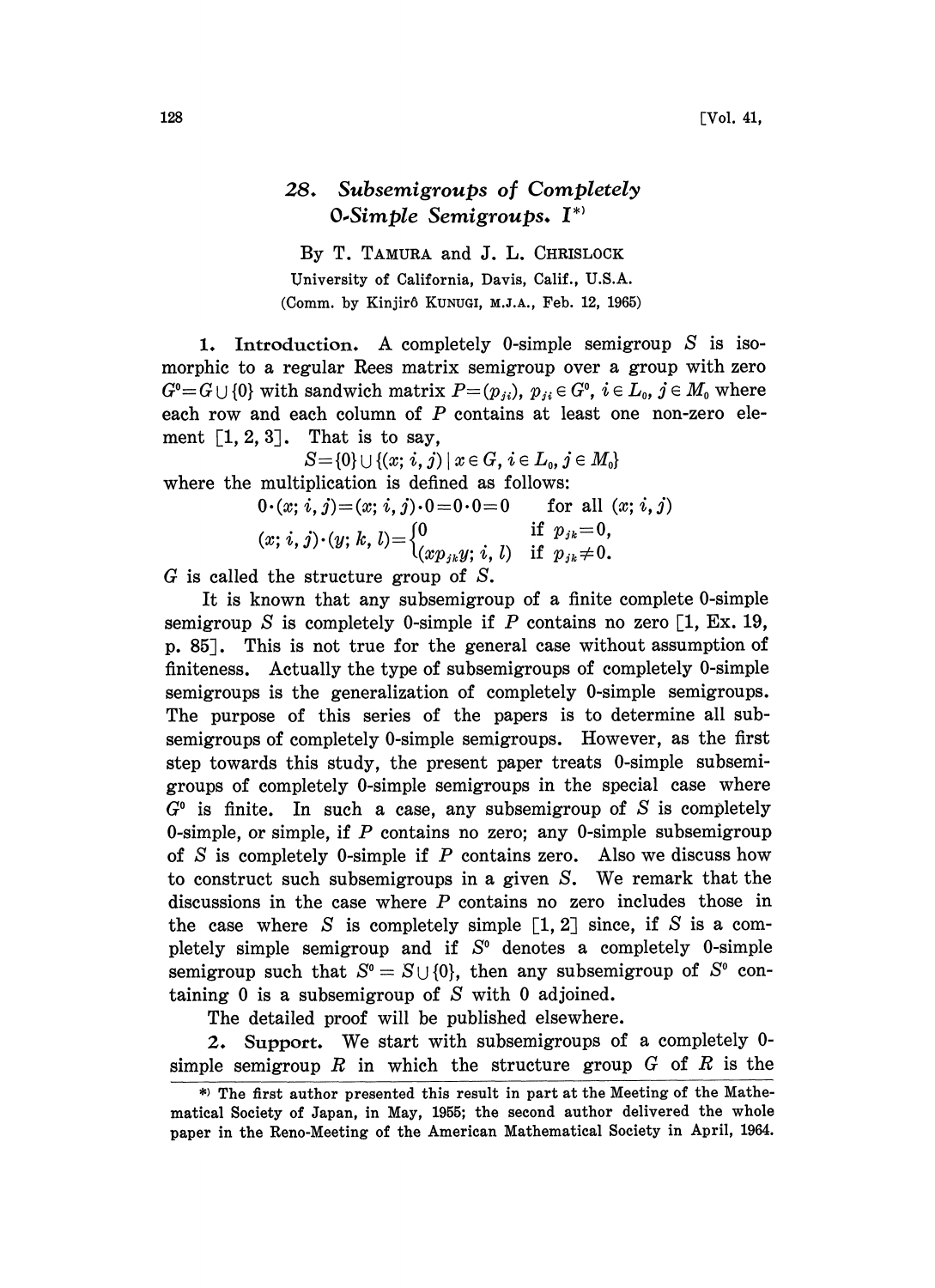# 28. Subsemigroups of Completely 0-Simple Semigroups. I[*)]

By T. TAMURA and J. L. CHRISLOCK

University of California, Davis, Calif., U.S.A.

(Comm. by Kinjirô KUNUGI, M.J.A., Feb. 12, 1965)

**1. Introduction.** A completely 0-simple semigroup $S$ is isomorphic to a regular Rees matrix semigroup over a group with zero $G^0=G\cup\{0\}$ with sandwich matrix $P=(p_{ji})$, $p_{ji}\in G^0$, $i\in L_0$, $j\in M_0$ where each row and each column of $P$ contains at least one non-zero element [1, 2, 3]. That is to say,

$$S=\{0\}\cup\{(x;\, i,\, j)\mid x\in G,\, i\in L_0,\, j\in M_0\}$$

where the multiplication is defined as follows:

$$0\cdot(x;\, i,\, j)=(x;\, i,\, j)\cdot 0=0\cdot 0=0 \qquad \text{for all } (x;\, i,\, j)$$

$$(x;\, i,\, j)\cdot(y;\, k,\, l)=\begin{cases}0 & \text{if } p_{jk}=0,\\ (xp_{jk}y;\, i,\, l) & \text{if } p_{jk}\neq 0.\end{cases}$$

$G$ is called the structure group of $S$.

It is known that any subsemigroup of a finite complete 0-simple semigroup $S$ is completely 0-simple if $P$ contains no zero [1, Ex. 19, p. 85]. This is not true for the general case without assumption of finiteness. Actually the type of subsemigroups of completely 0-simple semigroups is the generalization of completely 0-simple semigroups. The purpose of this series of the papers is to determine all subsemigroups of completely 0-simple semigroups. However, as the first step towards this study, the present paper treats 0-simple subsemigroups of completely 0-simple semigroups in the special case where $G^0$ is finite. In such a case, any subsemigroup of $S$ is completely 0-simple, or simple, if $P$ contains no zero; any 0-simple subsemigroup of $S$ is completely 0-simple if $P$ contains zero. Also we discuss how to construct such subsemigroups in a given $S$. We remark that the discussions in the case where $P$ contains no zero includes those in the case where $S$ is completely simple [1, 2] since, if $S$ is a completely simple semigroup and if $S^0$ denotes a completely 0-simple semigroup such that $S^0=S\cup\{0\}$, then any subsemigroup of $S^0$ containing 0 is a subsemigroup of $S$ with 0 adjoined.

The detailed proof will be published elsewhere.

**2. Support.** We start with subsemigroups of a completely 0-simple semigroup $R$ in which the structure group $G$ of $R$ is the

*) The first author presented this result in part at the Meeting of the Mathematical Society of Japan, in May, 1955; the second author delivered the whole paper in the Reno-Meeting of the American Mathematical Society in April, 1964.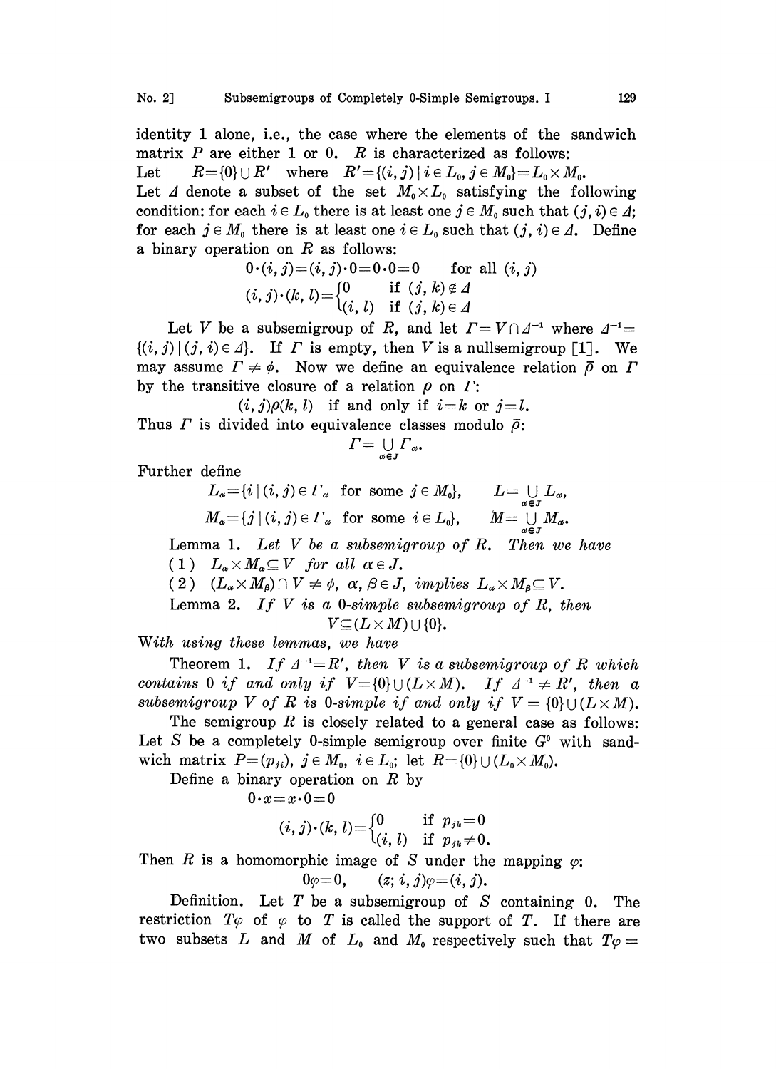identity 1 alone, i.e., the case where the elements of the sandwich matrix $P$ are either 1 or 0. $R$ is characterized as follows:

Let $\quad R=\{0\}\cup R'$ where $R'=\{(i,j)\mid i\in L_0, j\in M_0\}=L_0\times M_0$.

Let $\varDelta$ denote a subset of the set $M_0\times L_0$ satisfying the following condition: for each $i\in L_0$ there is at least one $j\in M_0$ such that $(j,i)\in\varDelta$; for each $j\in M_0$ there is at least one $i\in L_0$ such that $(j,i)\in\varDelta$. Define a binary operation on $R$ as follows:

$$0\cdot(i,j)=(i,j)\cdot 0=0\cdot 0=0 \qquad \text{for all } (i,j)$$

$$(i,j)\cdot(k,l)=\begin{cases}0 & \text{if } (j,k)\notin\varDelta\\ (i,l) & \text{if } (j,k)\in\varDelta\end{cases}$$

Let $V$ be a subsemigroup of $R$, and let $\Gamma=V\cap\varDelta^{-1}$ where $\varDelta^{-1}=\{(i,j)\mid(j,i)\in\varDelta\}$. If $\Gamma$ is empty, then $V$ is a nullsemigroup [1]. We may assume $\Gamma\neq\phi$. Now we define an equivalence relation $\bar{\rho}$ on $\Gamma$ by the transitive closure of a relation $\rho$ on $\Gamma$:

$$(i,j)\rho(k,l) \text{ if and only if } i=k \text{ or } j=l.$$

Thus $\Gamma$ is divided into equivalence classes modulo $\bar{\rho}$:

$$\Gamma=\bigcup_{\alpha\in J}\Gamma_\alpha.$$

Further define

$$L_\alpha=\{i\mid(i,j)\in\Gamma_\alpha \text{ for some } j\in M_0\}, \qquad L=\bigcup_{\alpha\in J}L_\alpha,$$

$$M_\alpha=\{j\mid(i,j)\in\Gamma_\alpha \text{ for some } i\in L_0\}, \qquad M=\bigcup_{\alpha\in J}M_\alpha.$$

Lemma 1. *Let $V$ be a subsemigroup of $R$. Then we have*

(1) $L_\alpha\times M_\alpha\subseteq V$ *for all* $\alpha\in J$.

(2) $(L_\alpha\times M_\beta)\cap V\neq\phi$, $\alpha,\beta\in J$, *implies* $L_\alpha\times M_\beta\subseteq V$.

Lemma 2. *If $V$ is a 0-simple subsemigroup of $R$, then*

$$V\subseteq(L\times M)\cup\{0\}.$$

*With using these lemmas, we have*

Theorem 1. *If $\varDelta^{-1}=R'$, then $V$ is a subsemigroup of $R$ which contains 0 if and only if $V=\{0\}\cup(L\times M)$. If $\varDelta^{-1}\neq R'$, then a subsemigroup $V$ of $R$ is 0-simple if and only if $V=\{0\}\cup(L\times M)$.*

The semigroup $R$ is closely related to a general case as follows: Let $S$ be a completely 0-simple semigroup over finite $G^0$ with sandwich matrix $P=(p_{ji})$, $j\in M_0$, $i\in L_0$; let $R=\{0\}\cup(L_0\times M_0)$.

Define a binary operation on $R$ by

$$0\cdot x=x\cdot 0=0$$

$$(i,j)\cdot(k,l)=\begin{cases}0 & \text{if } p_{jk}=0\\ (i,l) & \text{if } p_{jk}\neq 0.\end{cases}$$

Then $R$ is a homomorphic image of $S$ under the mapping $\varphi$:

$$0\varphi=0, \qquad (z;i,j)\varphi=(i,j).$$

Definition. Let $T$ be a subsemigroup of $S$ containing 0. The restriction $T\varphi$ of $\varphi$ to $T$ is called the support of $T$. If there are two subsets $L$ and $M$ of $L_0$ and $M_0$ respectively such that $T\varphi=$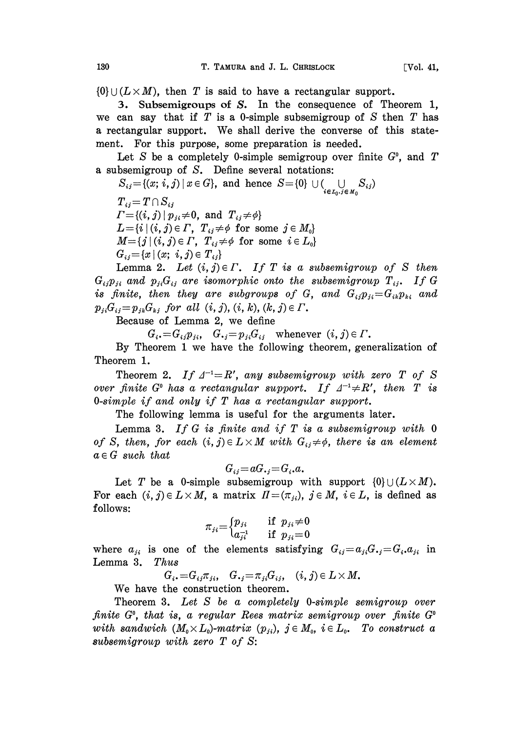$\{0\} \cup (L \times M)$, then $T$ is said to have a rectangular support.

**3. Subsemigroups of $S$.** In the consequence of Theorem 1, we can say that if $T$ is a 0-simple subsemigroup of $S$ then $T$ has a rectangular support. We shall derive the converse of this statement. For this purpose, some preparation is needed.

Let $S$ be a completely 0-simple semigroup over finite $G^0$, and $T$ a subsemigroup of $S$. Define several notations:

$S_{ij} = \{(x; i, j) \mid x \in G\}$, and hence $S = \{0\} \cup (\bigcup_{i \in L_0, j \in M_0} S_{ij})$

$T_{ij} = T \cap S_{ij}$

$\Gamma = \{(i, j) \mid p_{ji} \neq 0, \text{ and } T_{ij} \neq \phi\}$

$L = \{i \mid (i, j) \in \Gamma, \ T_{ij} \neq \phi \text{ for some } j \in M_0\}$

$M = \{j \mid (i, j) \in \Gamma, \ T_{ij} \neq \phi \text{ for some } i \in L_0\}$

$G_{ij} = \{x \mid (x; i, j) \in T_{ij}\}$

Lemma 2. *Let $(i, j) \in \Gamma$. If $T$ is a subsemigroup of $S$ then $G_{ij} p_{ji}$ and $p_{ji} G_{ij}$ are isomorphic onto the subsemigroup $T_{ij}$. If $G$ is finite, then they are subgroups of $G$, and $G_{ij} p_{ji} = G_{ik} p_{ki}$ and $p_{ji} G_{ij} = p_{jk} G_{kj}$ for all $(i, j), (i, k), (k, j) \in \Gamma$.*

Because of Lemma 2, we define

$$G_{i\cdot} = G_{ij} p_{ji}, \quad G_{\cdot j} = p_{ji} G_{ij} \quad \text{whenever } (i, j) \in \Gamma.$$

By Theorem 1 we have the following theorem, generalization of Theorem 1.

Theorem 2. *If $\Delta^{-1} = R'$, any subsemigroup with zero $T$ of $S$ over finite $G^0$ has a rectangular support. If $\Delta^{-1} \neq R'$, then $T$ is 0-simple if and only if $T$ has a rectangular support.*

The following lemma is useful for the arguments later.

Lemma 3. *If $G$ is finite and if $T$ is a subsemigroup with 0 of $S$, then, for each $(i, j) \in L \times M$ with $G_{ij} \neq \phi$, there is an element $a \in G$ such that*

$$G_{ij} = a G_{\cdot j} = G_{i\cdot} a.$$

Let $T$ be a 0-simple subsemigroup with support $\{0\} \cup (L \times M)$. For each $(i, j) \in L \times M$, a matrix $\Pi = (\pi_{ji})$, $j \in M$, $i \in L$, is defined as follows:

$$\pi_{ji} = \begin{cases} p_{ji} & \text{if } p_{ji} \neq 0 \\ a_{ji}^{-1} & \text{if } p_{ji} = 0 \end{cases}$$

where $a_{ji}$ is one of the elements satisfying $G_{ij} = a_{ji} G_{\cdot j} = G_{i\cdot} a_{ji}$ in Lemma 3. *Thus*

$$G_{i\cdot} = G_{ij} \pi_{ji}, \quad G_{\cdot j} = \pi_{ji} G_{ij}, \quad (i, j) \in L \times M.$$

We have the construction theorem.

Theorem 3. *Let $S$ be a completely 0-simple semigroup over finite $G^0$, that is, a regular Rees matrix semigroup over finite $G^0$ with sandwich $(M_0 \times L_0)$-matrix $(p_{ji})$, $j \in M_0$, $i \in L_0$. To construct a subsemigroup with zero $T$ of $S$:*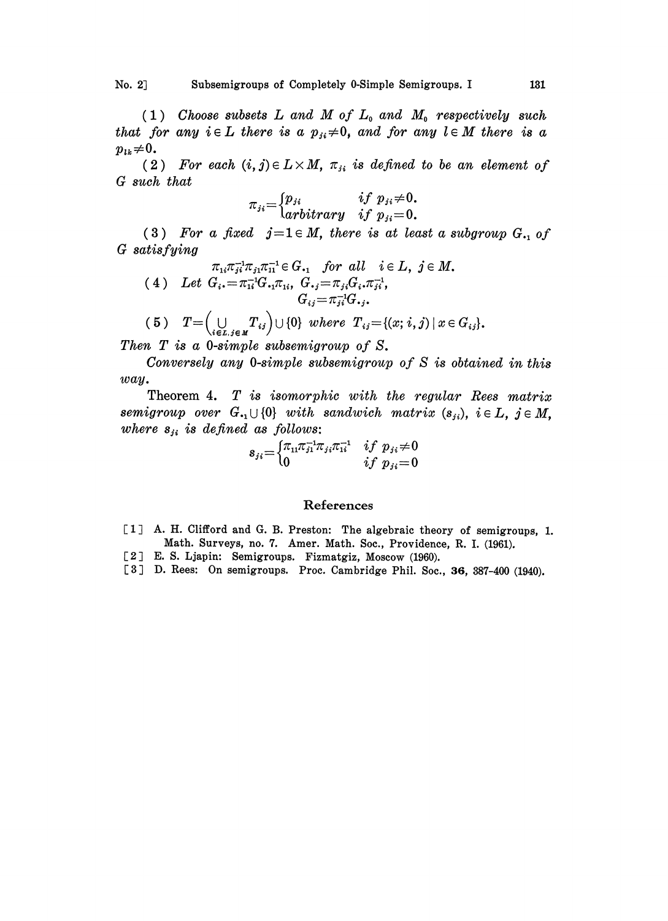(1) *Choose subsets $L$ and $M$ of $L_0$ and $M_0$ respectively such that for any $i \in L$ there is a $p_{ji} \neq 0$, and for any $l \in M$ there is a $p_{lk} \neq 0$.*

(2) *For each $(i, j) \in L \times M$, $\pi_{ji}$ is defined to be an element of $G$ such that*

$$\pi_{ji} = \begin{cases} p_{ji} & \text{if } p_{ji} \neq 0. \\ \text{arbitrary} & \text{if } p_{ji} = 0. \end{cases}$$

(3) *For a fixed $j = 1 \in M$, there is at least a subgroup $G_{\cdot 1}$ of $G$ satisfying*

$$\pi_{1i} \pi_{ji}^{-1} \pi_{j1} \pi_{11}^{-1} \in G_{\cdot 1} \quad \text{for all} \quad i \in L,\ j \in M.$$

(4) *Let* $G_{i\cdot} = \pi_{1i}^{-1} G_{\cdot 1} \pi_{1i}$, $G_{\cdot j} = \pi_{ji} G_{i\cdot} \pi_{ji}^{-1}$,

$$G_{ij} = \pi_{ji}^{-1} G_{\cdot j}.$$

(5) $T = \left( \bigcup_{i \in L, j \in M} T_{ij} \right) \cup \{0\}$ *where* $T_{ij} = \{(x; i, j) \mid x \in G_{ij}\}$.

*Then $T$ is a 0-simple subsemigroup of $S$.*

*Conversely any 0-simple subsemigroup of $S$ is obtained in this way.*

Theorem 4. *$T$ is isomorphic with the regular Rees matrix semigroup over $G_{\cdot 1} \cup \{0\}$ with sandwich matrix $(s_{ji})$, $i \in L$, $j \in M$, where $s_{ji}$ is defined as follows:*

$$s_{ji} = \begin{cases} \pi_{11} \pi_{j1}^{-1} \pi_{ji} \pi_{1i}^{-1} & \text{if } p_{ji} \neq 0 \\ 0 & \text{if } p_{ji} = 0 \end{cases}$$

## References

[1] A. H. Clifford and G. B. Preston: The algebraic theory of semigroups, 1. Math. Surveys, no. 7. Amer. Math. Soc., Providence, R. I. (1961).

[2] E. S. Ljapin: Semigroups. Fizmatgiz, Moscow (1960).

[3] D. Rees: On semigroups. Proc. Cambridge Phil. Soc., **36**, 387-400 (1940).